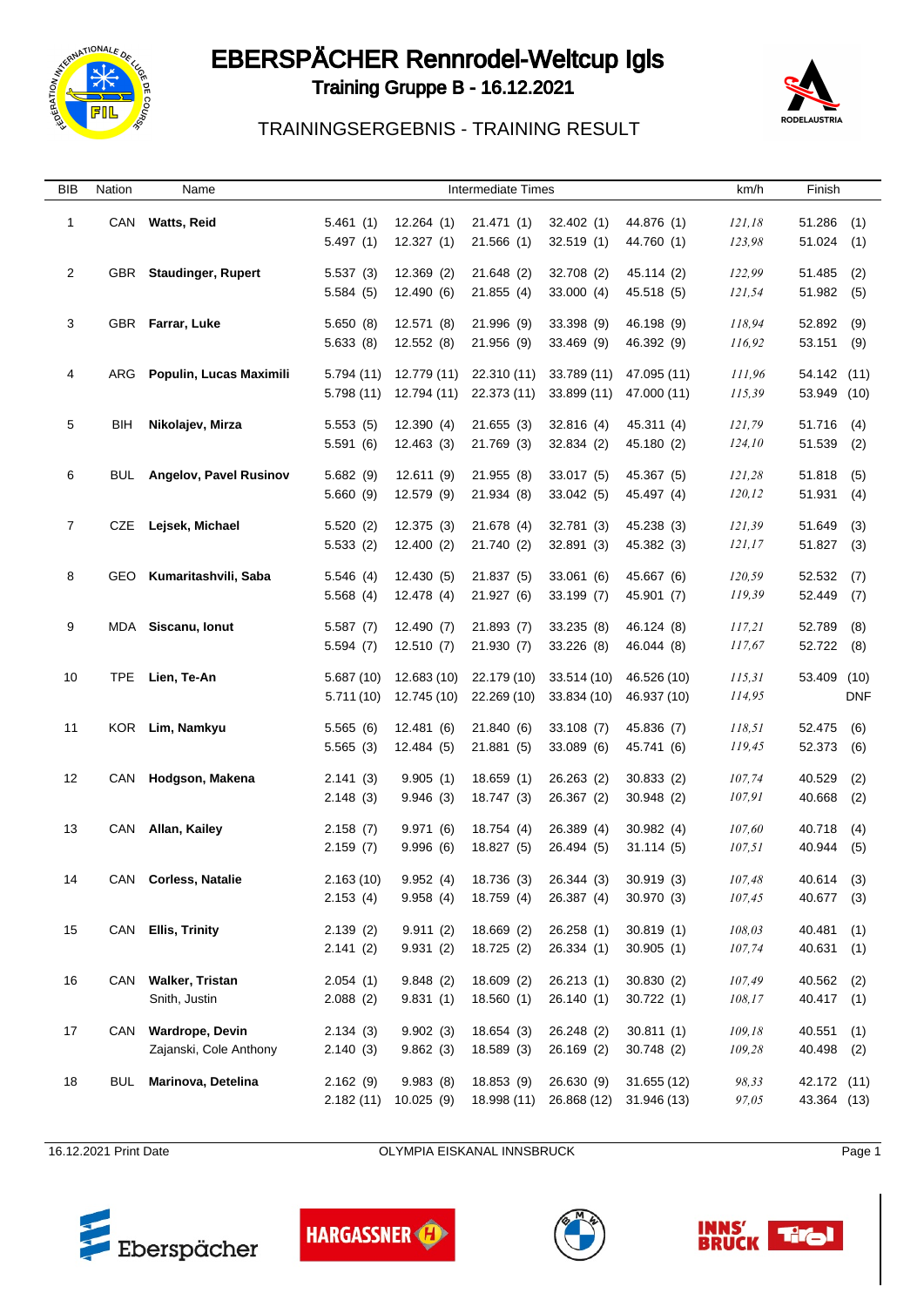# EBERSPÄCHER Rennrodel-Weltcup Igls

**Training Gruppe B - 16.12.2021**

## TRAININGSERGEBNIS - TRAINING RESULT

| BIB | Nation | Name | Intermediate Times | | | | | km/h | Finish |
|---|---|---|---|---|---|---|---|---|---|
| 1 | CAN | **Watts, Reid** | 5.461 (1) | 12.264 (1) | 21.471 (1) | 32.402 (1) | 44.876 (1) | *121,18* | 51.286 (1) |
| | | | 5.497 (1) | 12.327 (1) | 21.566 (1) | 32.519 (1) | 44.760 (1) | *123,98* | 51.024 (1) |
| 2 | GBR | **Staudinger, Rupert** | 5.537 (3) | 12.369 (2) | 21.648 (2) | 32.708 (2) | 45.114 (2) | *122,99* | 51.485 (2) |
| | | | 5.584 (5) | 12.490 (6) | 21.855 (4) | 33.000 (4) | 45.518 (5) | *121,54* | 51.982 (5) |
| 3 | GBR | **Farrar, Luke** | 5.650 (8) | 12.571 (8) | 21.996 (9) | 33.398 (9) | 46.198 (9) | *118,94* | 52.892 (9) |
| | | | 5.633 (8) | 12.552 (8) | 21.956 (9) | 33.469 (9) | 46.392 (9) | *116,92* | 53.151 (9) |
| 4 | ARG | **Populin, Lucas Maximili** | 5.794 (11) | 12.779 (11) | 22.310 (11) | 33.789 (11) | 47.095 (11) | *111,96* | 54.142 (11) |
| | | | 5.798 (11) | 12.794 (11) | 22.373 (11) | 33.899 (11) | 47.000 (11) | *115,39* | 53.949 (10) |
| 5 | BIH | **Nikolajev, Mirza** | 5.553 (5) | 12.390 (4) | 21.655 (3) | 32.816 (4) | 45.311 (4) | *121,79* | 51.716 (4) |
| | | | 5.591 (6) | 12.463 (3) | 21.769 (3) | 32.834 (2) | 45.180 (2) | *124,10* | 51.539 (2) |
| 6 | BUL | **Angelov, Pavel Rusinov** | 5.682 (9) | 12.611 (9) | 21.955 (8) | 33.017 (5) | 45.367 (5) | *121,28* | 51.818 (5) |
| | | | 5.660 (9) | 12.579 (9) | 21.934 (8) | 33.042 (5) | 45.497 (4) | *120,12* | 51.931 (4) |
| 7 | CZE | **Lejsek, Michael** | 5.520 (2) | 12.375 (3) | 21.678 (4) | 32.781 (3) | 45.238 (3) | *121,39* | 51.649 (3) |
| | | | 5.533 (2) | 12.400 (2) | 21.740 (2) | 32.891 (3) | 45.382 (3) | *121,17* | 51.827 (3) |
| 8 | GEO | **Kumaritashvili, Saba** | 5.546 (4) | 12.430 (5) | 21.837 (5) | 33.061 (6) | 45.667 (6) | *120,59* | 52.532 (7) |
| | | | 5.568 (4) | 12.478 (4) | 21.927 (6) | 33.199 (7) | 45.901 (7) | *119,39* | 52.449 (7) |
| 9 | MDA | **Siscanu, Ionut** | 5.587 (7) | 12.490 (7) | 21.893 (7) | 33.235 (8) | 46.124 (8) | *117,21* | 52.789 (8) |
| | | | 5.594 (7) | 12.510 (7) | 21.930 (7) | 33.226 (8) | 46.044 (8) | *117,67* | 52.722 (8) |
| 10 | TPE | **Lien, Te-An** | 5.687 (10) | 12.683 (10) | 22.179 (10) | 33.514 (10) | 46.526 (10) | *115,31* | 53.409 (10) |
| | | | 5.711 (10) | 12.745 (10) | 22.269 (10) | 33.834 (10) | 46.937 (10) | *114,95* | DNF |
| 11 | KOR | **Lim, Namkyu** | 5.565 (6) | 12.481 (6) | 21.840 (6) | 33.108 (7) | 45.836 (7) | *118,51* | 52.475 (6) |
| | | | 5.565 (3) | 12.484 (5) | 21.881 (5) | 33.089 (6) | 45.741 (6) | *119,45* | 52.373 (6) |
| 12 | CAN | **Hodgson, Makena** | 2.141 (3) | 9.905 (1) | 18.659 (1) | 26.263 (2) | 30.833 (2) | *107,74* | 40.529 (2) |
| | | | 2.148 (3) | 9.946 (3) | 18.747 (3) | 26.367 (2) | 30.948 (2) | *107,91* | 40.668 (2) |
| 13 | CAN | **Allan, Kailey** | 2.158 (7) | 9.971 (6) | 18.754 (4) | 26.389 (4) | 30.982 (4) | *107,60* | 40.718 (4) |
| | | | 2.159 (7) | 9.996 (6) | 18.827 (5) | 26.494 (5) | 31.114 (5) | *107,51* | 40.944 (5) |
| 14 | CAN | **Corless, Natalie** | 2.163 (10) | 9.952 (4) | 18.736 (3) | 26.344 (3) | 30.919 (3) | *107,48* | 40.614 (3) |
| | | | 2.153 (4) | 9.958 (4) | 18.759 (4) | 26.387 (4) | 30.970 (3) | *107,45* | 40.677 (3) |
| 15 | CAN | **Ellis, Trinity** | 2.139 (2) | 9.911 (2) | 18.669 (2) | 26.258 (1) | 30.819 (1) | *108,03* | 40.481 (1) |
| | | | 2.141 (2) | 9.931 (2) | 18.725 (2) | 26.334 (1) | 30.905 (1) | *107,74* | 40.631 (1) |
| 16 | CAN | **Walker, Tristan** | 2.054 (1) | 9.848 (2) | 18.609 (2) | 26.213 (1) | 30.830 (2) | *107,49* | 40.562 (2) |
| | | Snith, Justin | 2.088 (2) | 9.831 (1) | 18.560 (1) | 26.140 (1) | 30.722 (1) | *108,17* | 40.417 (1) |
| 17 | CAN | **Wardrope, Devin** | 2.134 (3) | 9.902 (3) | 18.654 (3) | 26.248 (2) | 30.811 (1) | *109,18* | 40.551 (1) |
| | | Zajanski, Cole Anthony | 2.140 (3) | 9.862 (3) | 18.589 (3) | 26.169 (2) | 30.748 (2) | *109,28* | 40.498 (2) |
| 18 | BUL | **Marinova, Detelina** | 2.162 (9) | 9.983 (8) | 18.853 (9) | 26.630 (9) | 31.655 (12) | *98,33* | 42.172 (11) |
| | | | 2.182 (11) | 10.025 (9) | 18.998 (11) | 26.868 (12) | 31.946 (13) | *97,05* | 43.364 (13) |

16.12.2021 Print Date | OLYMPIA EISKANAL INNSBRUCK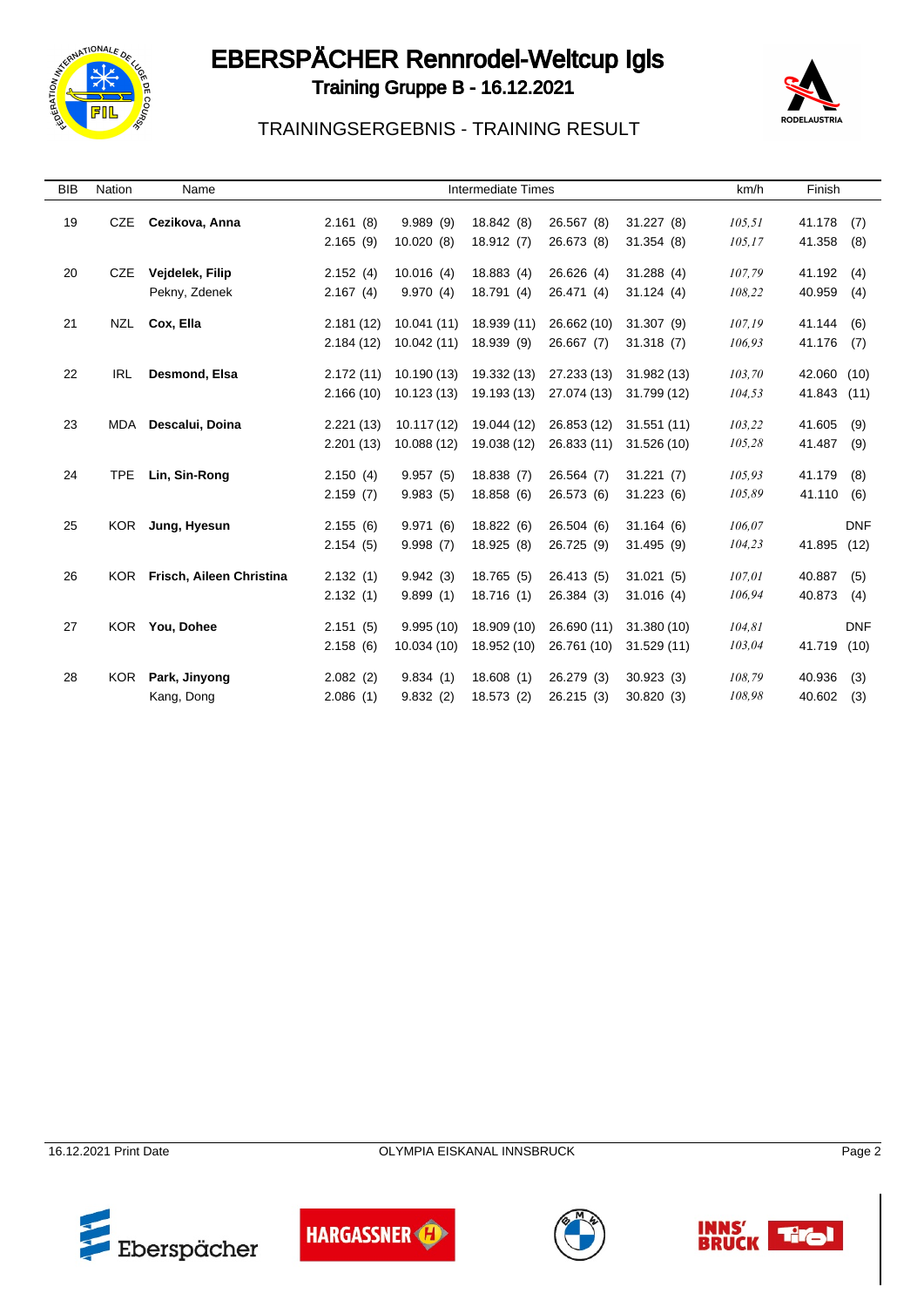# EBERSPÄCHER Rennrodel-Weltcup Igls

## Training Gruppe B - 16.12.2021

### TRAININGSERGEBNIS - TRAINING RESULT

| BIB | Nation | Name | Intermediate Times | | | | | km/h | Finish |
|---|---|---|---|---|---|---|---|---|---|
| 19 | CZE | **Cezikova, Anna** | 2.161 (8) | 9.989 (9) | 18.842 (8) | 26.567 (8) | 31.227 (8) | *105,51* | 41.178 (7) |
| | | | 2.165 (9) | 10.020 (8) | 18.912 (7) | 26.673 (8) | 31.354 (8) | *105,17* | 41.358 (8) |
| 20 | CZE | **Vejdelek, Filip** | 2.152 (4) | 10.016 (4) | 18.883 (4) | 26.626 (4) | 31.288 (4) | *107,79* | 41.192 (4) |
| | | Pekny, Zdenek | 2.167 (4) | 9.970 (4) | 18.791 (4) | 26.471 (4) | 31.124 (4) | *108,22* | 40.959 (4) |
| 21 | NZL | **Cox, Ella** | 2.181 (12) | 10.041 (11) | 18.939 (11) | 26.662 (10) | 31.307 (9) | *107,19* | 41.144 (6) |
| | | | 2.184 (12) | 10.042 (11) | 18.939 (9) | 26.667 (7) | 31.318 (7) | *106,93* | 41.176 (7) |
| 22 | IRL | **Desmond, Elsa** | 2.172 (11) | 10.190 (13) | 19.332 (13) | 27.233 (13) | 31.982 (13) | *103,70* | 42.060 (10) |
| | | | 2.166 (10) | 10.123 (13) | 19.193 (13) | 27.074 (13) | 31.799 (12) | *104,53* | 41.843 (11) |
| 23 | MDA | **Descalui, Doina** | 2.221 (13) | 10.117 (12) | 19.044 (12) | 26.853 (12) | 31.551 (11) | *103,22* | 41.605 (9) |
| | | | 2.201 (13) | 10.088 (12) | 19.038 (12) | 26.833 (11) | 31.526 (10) | *105,28* | 41.487 (9) |
| 24 | TPE | **Lin, Sin-Rong** | 2.150 (4) | 9.957 (5) | 18.838 (7) | 26.564 (7) | 31.221 (7) | *105,93* | 41.179 (8) |
| | | | 2.159 (7) | 9.983 (5) | 18.858 (6) | 26.573 (6) | 31.223 (6) | *105,89* | 41.110 (6) |
| 25 | KOR | **Jung, Hyesun** | 2.155 (6) | 9.971 (6) | 18.822 (6) | 26.504 (6) | 31.164 (6) | *106,07* | DNF |
| | | | 2.154 (5) | 9.998 (7) | 18.925 (8) | 26.725 (9) | 31.495 (9) | *104,23* | 41.895 (12) |
| 26 | KOR | **Frisch, Aileen Christina** | 2.132 (1) | 9.942 (3) | 18.765 (5) | 26.413 (5) | 31.021 (5) | *107,01* | 40.887 (5) |
| | | | 2.132 (1) | 9.899 (1) | 18.716 (1) | 26.384 (3) | 31.016 (4) | *106,94* | 40.873 (4) |
| 27 | KOR | **You, Dohee** | 2.151 (5) | 9.995 (10) | 18.909 (10) | 26.690 (11) | 31.380 (10) | *104,81* | DNF |
| | | | 2.158 (6) | 10.034 (10) | 18.952 (10) | 26.761 (10) | 31.529 (11) | *103,04* | 41.719 (10) |
| 28 | KOR | **Park, Jinyong** | 2.082 (2) | 9.834 (1) | 18.608 (1) | 26.279 (3) | 30.923 (3) | *108,79* | 40.936 (3) |
| | | Kang, Dong | 2.086 (1) | 9.832 (2) | 18.573 (2) | 26.215 (3) | 30.820 (3) | *108,98* | 40.602 (3) |

16.12.2021 Print Date — OLYMPIA EISKANAL INNSBRUCK